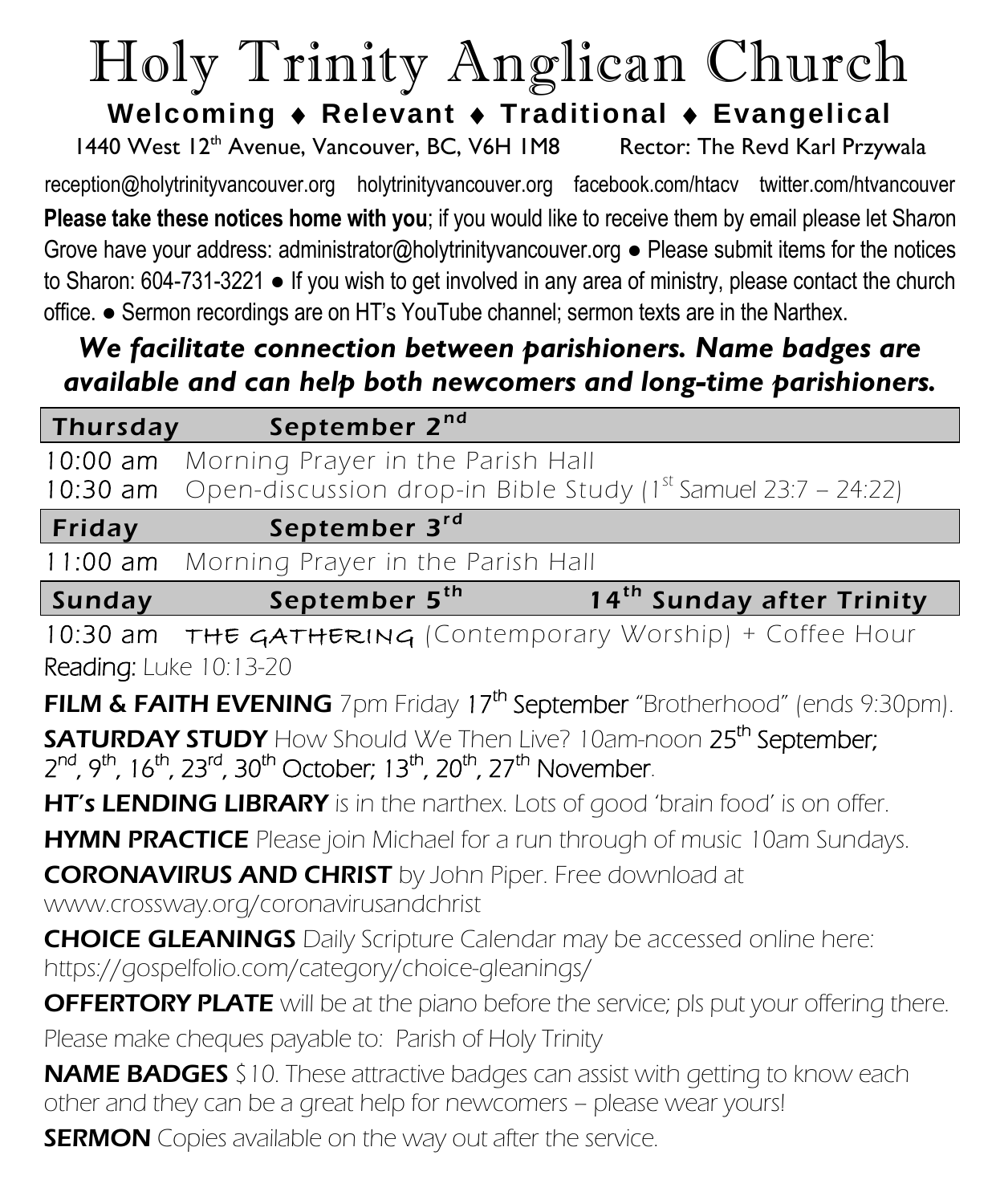# Holy Trinity Anglican Church

**Welcoming ♦ Relevant ♦ Traditional ♦ Evangelical**

1440 West 12th Avenue, Vancouver, BC, V6H 1M8 Rector: The Revd Karl Przywala

reception@holytrinityvancouver.org holytrinityvancouver.org facebook.com/htacv twitter.com/htvancouver

**Please take these notices home with you**; if you would like to receive them by email please let Sharon Grove have your address: administrator@holytrinityvancouver.org ● Please submit items for the notices to Sharon: 604-731-3221 ● If you wish to get involved in any area of ministry, please contact the church office. ● Sermon recordings are on HT's YouTube channel; sermon texts are in the Narthex.

***We facilitate connection between parishioners. Name badges are available and can help both newcomers and long-time parishioners.***

## Thursday September 2nd

10:00 am Morning Prayer in the Parish Hall

10:30 am Open-discussion drop-in Bible Study (1st Samuel 23:7 – 24:22)

## Friday September 3rd

11:00 am Morning Prayer in the Parish Hall

## Sunday September 5th 14th Sunday after Trinity

10:30 am THE GATHERING (Contemporary Worship) + Coffee Hour

Reading: Luke 10:13-20

**FILM & FAITH EVENING** 7pm Friday 17th September "Brotherhood" (ends 9:30pm).

**SATURDAY STUDY** How Should We Then Live? 10am-noon 25th September; 2nd, 9th, 16th, 23rd, 30th October; 13th, 20th, 27th November.

**HT's LENDING LIBRARY** is in the narthex. Lots of good 'brain food' is on offer.

**HYMN PRACTICE** Please join Michael for a run through of music 10am Sundays.

**CORONAVIRUS AND CHRIST** by John Piper. Free download at www.crossway.org/coronavirusandchrist

**CHOICE GLEANINGS** Daily Scripture Calendar may be accessed online here: https://gospelfolio.com/category/choice-gleanings/

**OFFERTORY PLATE** will be at the piano before the service; pls put your offering there.

Please make cheques payable to: Parish of Holy Trinity

**NAME BADGES** $10. These attractive badges can assist with getting to know each other and they can be a great help for newcomers – please wear yours!

**SERMON** Copies available on the way out after the service.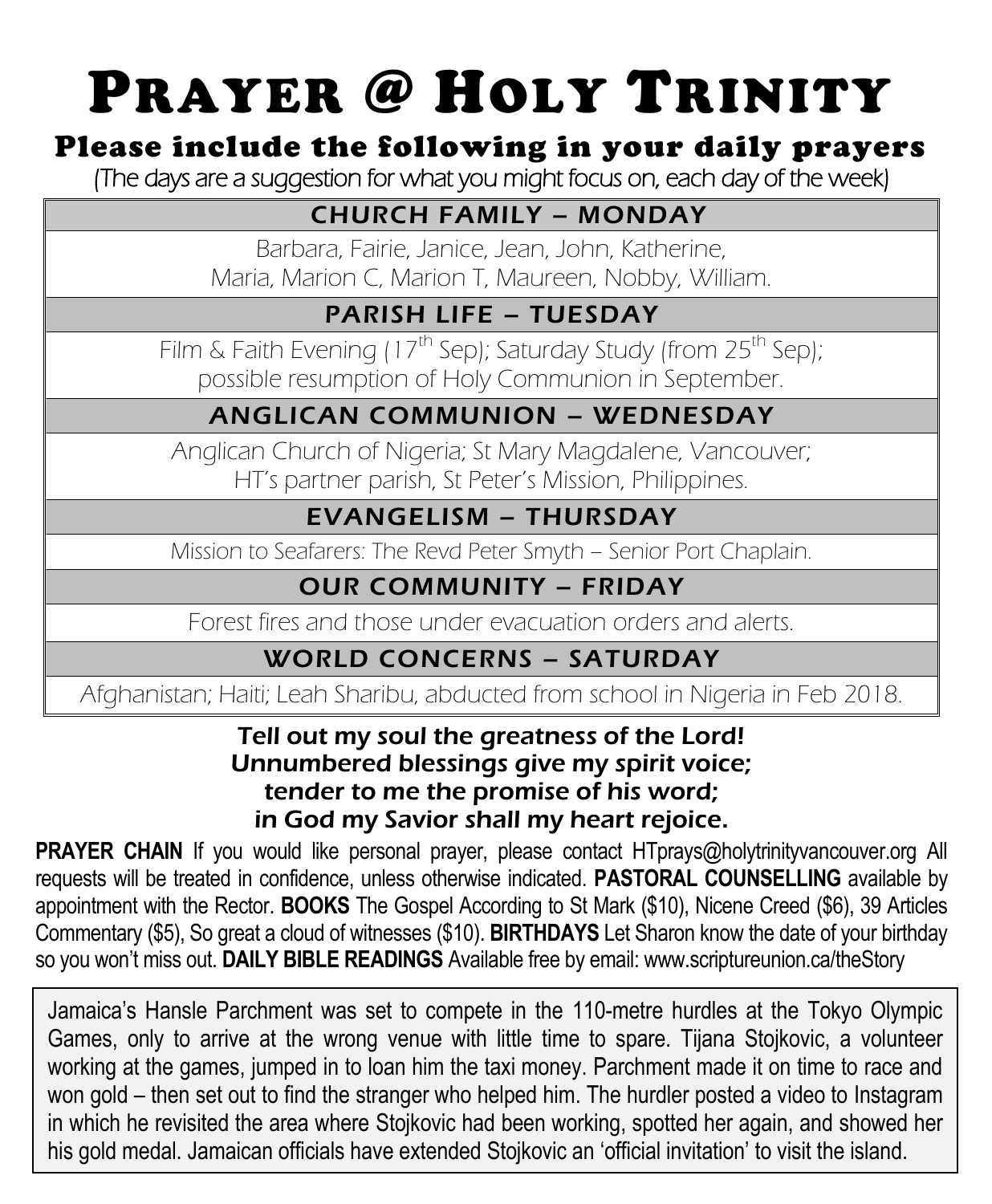# PRAYER @ HOLY TRINITY

## Please include the following in your daily prayers

(The days are a suggestion for what you might focus on, each day of the week)

| CHURCH FAMILY – MONDAY |
|---|
| Barbara, Fairie, Janice, Jean, John, Katherine, Maria, Marion C, Marion T, Maureen, Nobby, William. |
| **PARISH LIFE – TUESDAY** |
| Film & Faith Evening (17th Sep); Saturday Study (from 25th Sep); possible resumption of Holy Communion in September. |
| **ANGLICAN COMMUNION – WEDNESDAY** |
| Anglican Church of Nigeria; St Mary Magdalene, Vancouver; HT's partner parish, St Peter's Mission, Philippines. |
| **EVANGELISM – THURSDAY** |
| Mission to Seafarers: The Revd Peter Smyth – Senior Port Chaplain. |
| **OUR COMMUNITY – FRIDAY** |
| Forest fires and those under evacuation orders and alerts. |
| **WORLD CONCERNS – SATURDAY** |
| Afghanistan; Haiti; Leah Sharibu, abducted from school in Nigeria in Feb 2018. |

*Tell out my soul the greatness of the Lord!*
*Unnumbered blessings give my spirit voice;*
*tender to me the promise of his word;*
*in God my Savior shall my heart rejoice.*

**PRAYER CHAIN** If you would like personal prayer, please contact HTprays@holytrinityvancouver.org All requests will be treated in confidence, unless otherwise indicated. **PASTORAL COUNSELLING** available by appointment with the Rector. **BOOKS** The Gospel According to St Mark ($10), Nicene Creed ($6), 39 Articles Commentary ($5), So great a cloud of witnesses ($10). **BIRTHDAYS** Let Sharon know the date of your birthday so you won't miss out. **DAILY BIBLE READINGS** Available free by email: www.scriptureunion.ca/theStory

Jamaica's Hansle Parchment was set to compete in the 110-metre hurdles at the Tokyo Olympic Games, only to arrive at the wrong venue with little time to spare. Tijana Stojkovic, a volunteer working at the games, jumped in to loan him the taxi money. Parchment made it on time to race and won gold – then set out to find the stranger who helped him. The hurdler posted a video to Instagram in which he revisited the area where Stojkovic had been working, spotted her again, and showed her his gold medal. Jamaican officials have extended Stojkovic an 'official invitation' to visit the island.